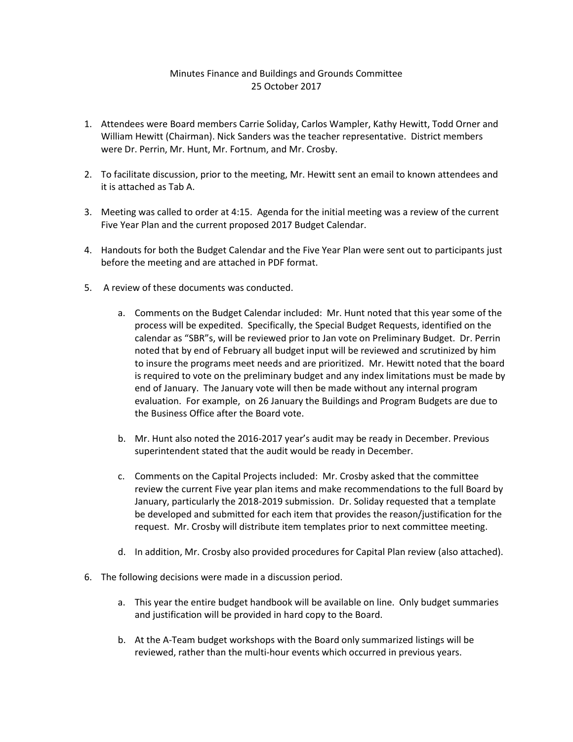Minutes Finance and Buildings and Grounds Committee
25 October 2017

1. Attendees were Board members Carrie Soliday, Carlos Wampler, Kathy Hewitt, Todd Orner and William Hewitt (Chairman). Nick Sanders was the teacher representative. District members were Dr. Perrin, Mr. Hunt, Mr. Fortnum, and Mr. Crosby.

2. To facilitate discussion, prior to the meeting, Mr. Hewitt sent an email to known attendees and it is attached as Tab A.

3. Meeting was called to order at 4:15. Agenda for the initial meeting was a review of the current Five Year Plan and the current proposed 2017 Budget Calendar.

4. Handouts for both the Budget Calendar and the Five Year Plan were sent out to participants just before the meeting and are attached in PDF format.

5. A review of these documents was conducted.

    a. Comments on the Budget Calendar included: Mr. Hunt noted that this year some of the process will be expedited. Specifically, the Special Budget Requests, identified on the calendar as "SBR"s, will be reviewed prior to Jan vote on Preliminary Budget. Dr. Perrin noted that by end of February all budget input will be reviewed and scrutinized by him to insure the programs meet needs and are prioritized. Mr. Hewitt noted that the board is required to vote on the preliminary budget and any index limitations must be made by end of January. The January vote will then be made without any internal program evaluation. For example, on 26 January the Buildings and Program Budgets are due to the Business Office after the Board vote.

    b. Mr. Hunt also noted the 2016-2017 year's audit may be ready in December. Previous superintendent stated that the audit would be ready in December.

    c. Comments on the Capital Projects included: Mr. Crosby asked that the committee review the current Five year plan items and make recommendations to the full Board by January, particularly the 2018-2019 submission. Dr. Soliday requested that a template be developed and submitted for each item that provides the reason/justification for the request. Mr. Crosby will distribute item templates prior to next committee meeting.

    d. In addition, Mr. Crosby also provided procedures for Capital Plan review (also attached).

6. The following decisions were made in a discussion period.

    a. This year the entire budget handbook will be available on line. Only budget summaries and justification will be provided in hard copy to the Board.

    b. At the A-Team budget workshops with the Board only summarized listings will be reviewed, rather than the multi-hour events which occurred in previous years.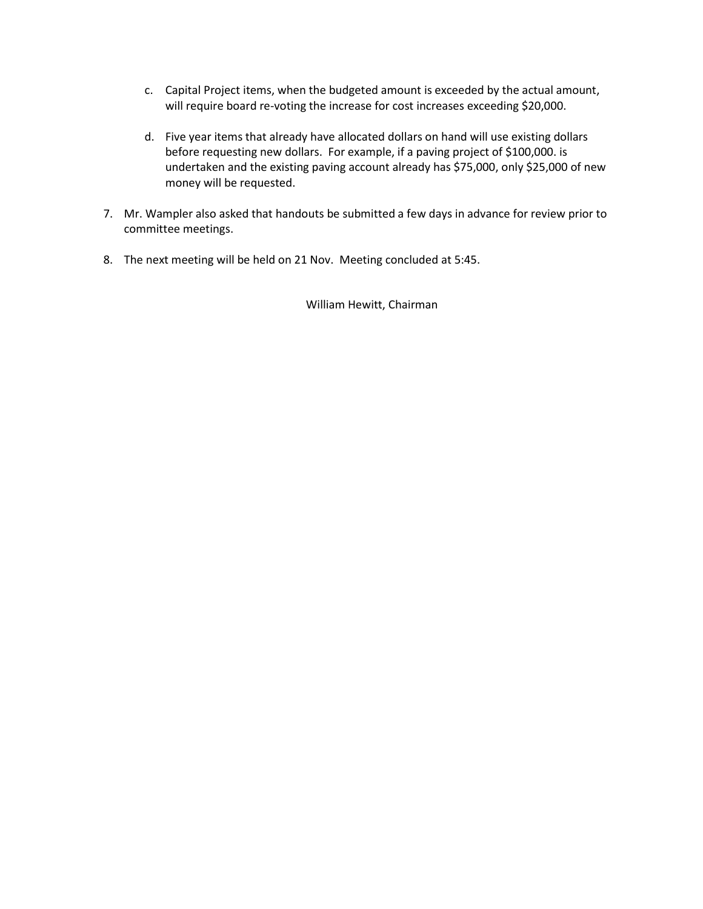c. Capital Project items, when the budgeted amount is exceeded by the actual amount, will require board re-voting the increase for cost increases exceeding $20,000.

d. Five year items that already have allocated dollars on hand will use existing dollars before requesting new dollars. For example, if a paving project of $100,000. is undertaken and the existing paving account already has $75,000, only $25,000 of new money will be requested.

7. Mr. Wampler also asked that handouts be submitted a few days in advance for review prior to committee meetings.

8. The next meeting will be held on 21 Nov. Meeting concluded at 5:45.

William Hewitt, Chairman